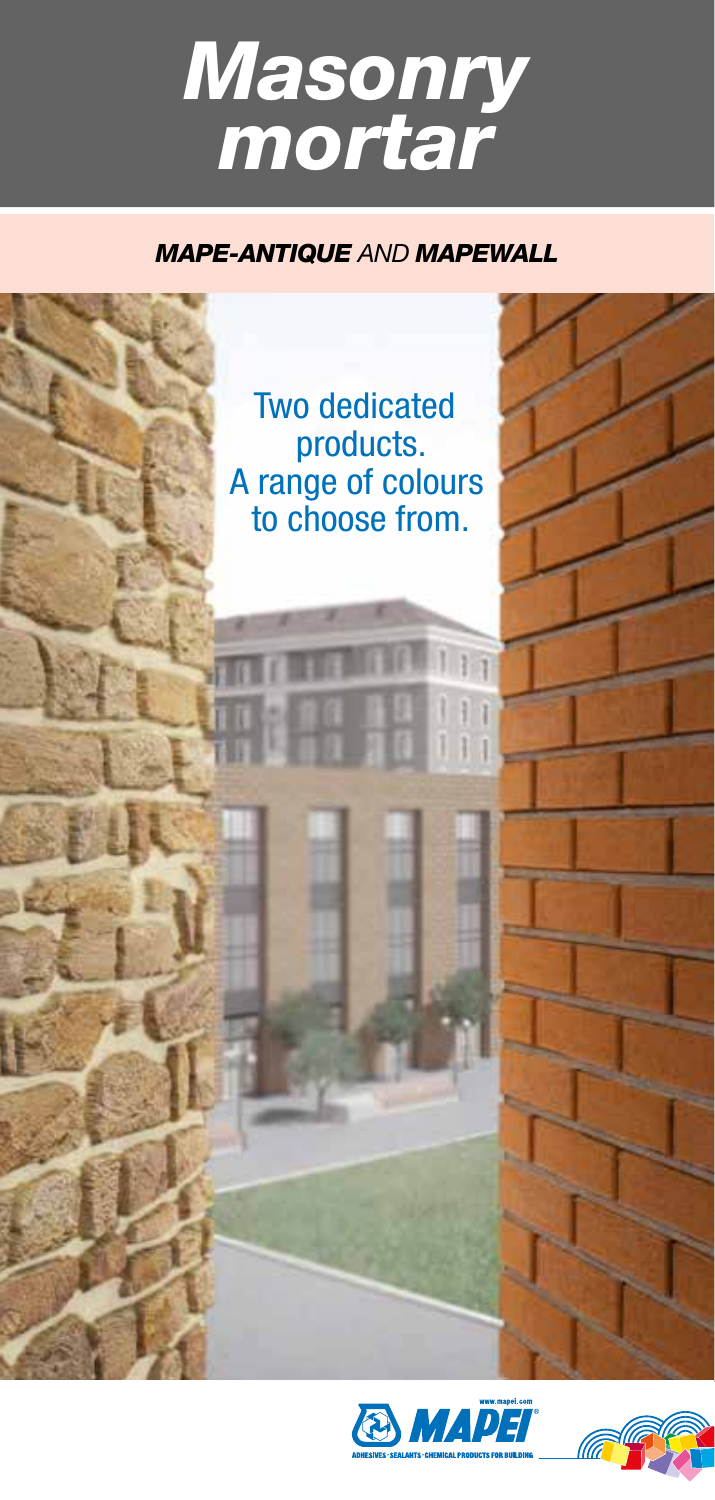# *Masonry mortar*

## ***MAPE-ANTIQUE*** *AND* ***MAPEWALL***

Two dedicated products.
A range of colours to choose from.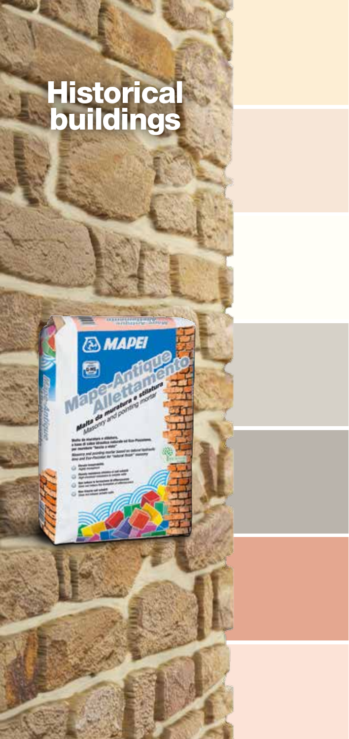# Historical buildings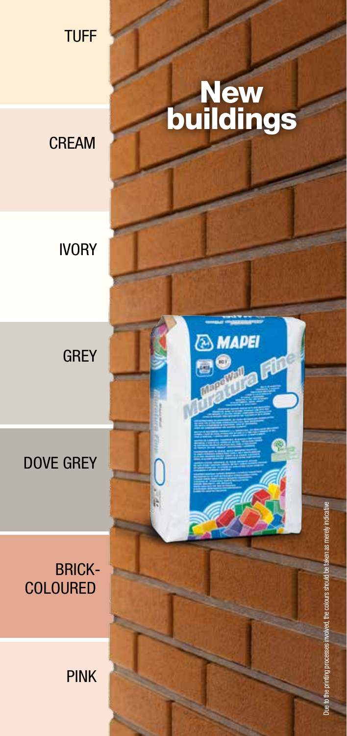# New buildings

TUFF

CREAM

IVORY

GREY

DOVE GREY

BRICK-COLOURED

PINK

Due to the printing processes involved, the colours should be taken as merely indicative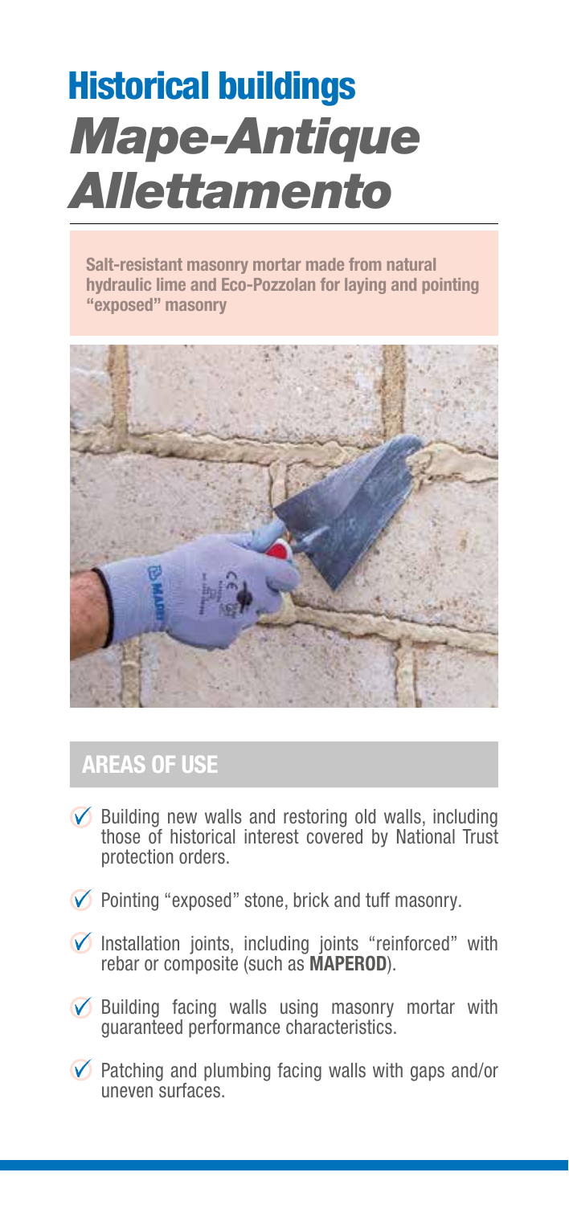# Historical buildings

# *Mape-Antique Allettamento*

**Salt-resistant masonry mortar made from natural hydraulic lime and Eco-Pozzolan for laying and pointing "exposed" masonry**

## AREAS OF USE

- Building new walls and restoring old walls, including those of historical interest covered by National Trust protection orders.
- Pointing "exposed" stone, brick and tuff masonry.
- Installation joints, including joints "reinforced" with rebar or composite (such as **MAPEROD**).
- Building facing walls using masonry mortar with guaranteed performance characteristics.
- Patching and plumbing facing walls with gaps and/or uneven surfaces.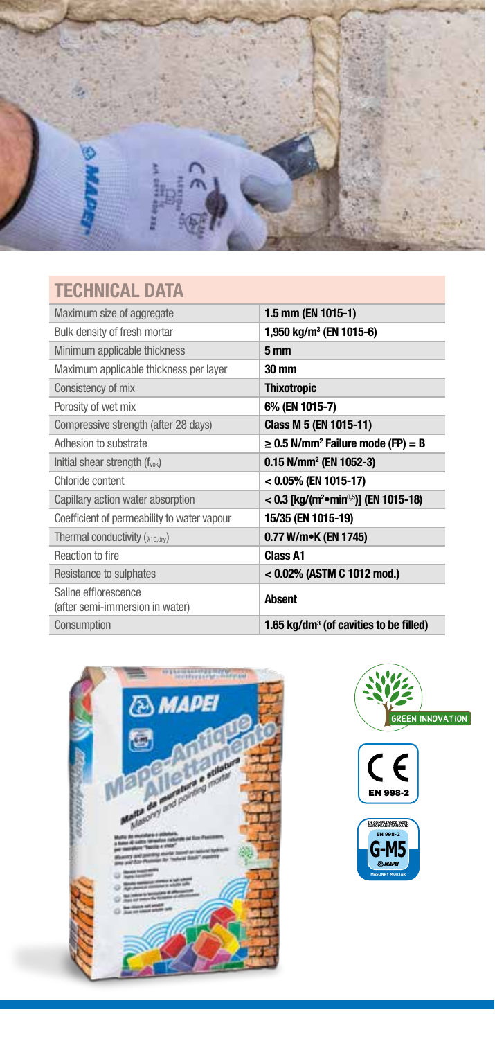## TECHNICAL DATA

| | |
|---|---|
| Maximum size of aggregate | **1.5 mm (EN 1015-1)** |
| Bulk density of fresh mortar | **1,950 kg/m³ (EN 1015-6)** |
| Minimum applicable thickness | **5 mm** |
| Maximum applicable thickness per layer | **30 mm** |
| Consistency of mix | **Thixotropic** |
| Porosity of wet mix | **6% (EN 1015-7)** |
| Compressive strength (after 28 days) | **Class M 5 (EN 1015-11)** |
| Adhesion to substrate | **≥ 0.5 N/mm² Failure mode (FP) = B** |
| Initial shear strength ($f_{vok}$) | **0.15 N/mm² (EN 1052-3)** |
| Chloride content | **< 0.05% (EN 1015-17)** |
| Capillary action water absorption | **< 0.3 [kg/(m²•min$^{0.5}$)] (EN 1015-18)** |
| Coefficient of permeability to water vapour | **15/35 (EN 1015-19)** |
| Thermal conductivity ($\lambda_{10,dry}$) | **0.77 W/m•K (EN 1745)** |
| Reaction to fire | **Class A1** |
| Resistance to sulphates | **< 0.02% (ASTM C 1012 mod.)** |
| Saline efflorescence (after semi-immersion in water) | **Absent** |
| Consumption | **1.65 kg/dm³ (of cavities to be filled)** |

GREEN INNOVATION

CE EN 998-2

IN COMPLIANCE WITH EUROPEAN STANDARD EN 998-2 G-M5 MASONRY MORTAR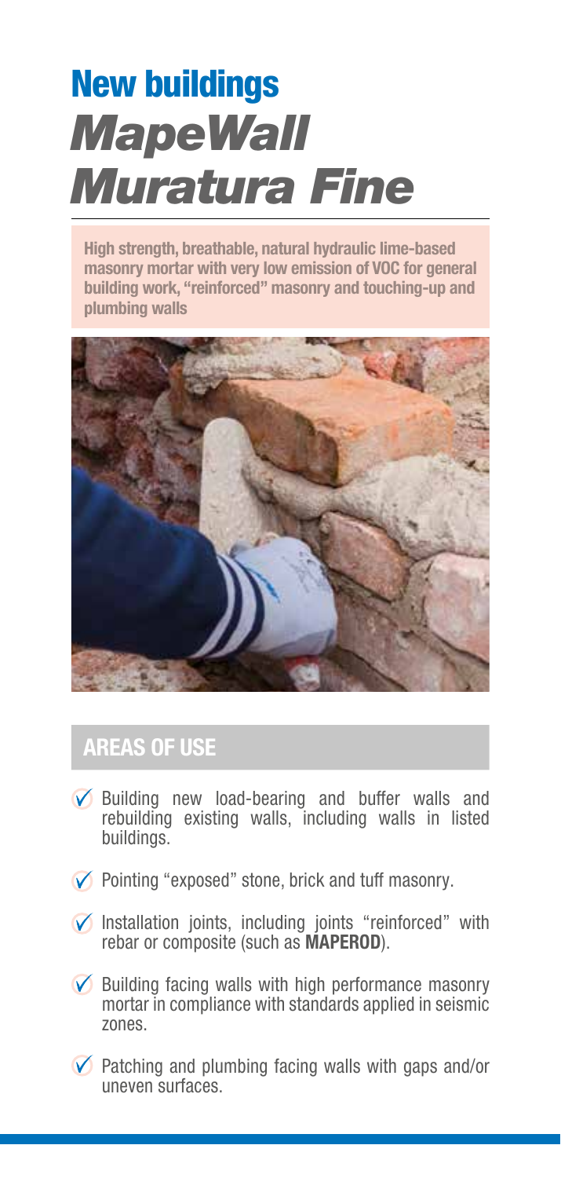# New buildings *MapeWall Muratura Fine*

**High strength, breathable, natural hydraulic lime-based masonry mortar with very low emission of VOC for general building work, "reinforced" masonry and touching-up and plumbing walls**

## AREAS OF USE

- Building new load-bearing and buffer walls and rebuilding existing walls, including walls in listed buildings.
- Pointing "exposed" stone, brick and tuff masonry.
- Installation joints, including joints "reinforced" with rebar or composite (such as **MAPEROD**).
- Building facing walls with high performance masonry mortar in compliance with standards applied in seismic zones.
- Patching and plumbing facing walls with gaps and/or uneven surfaces.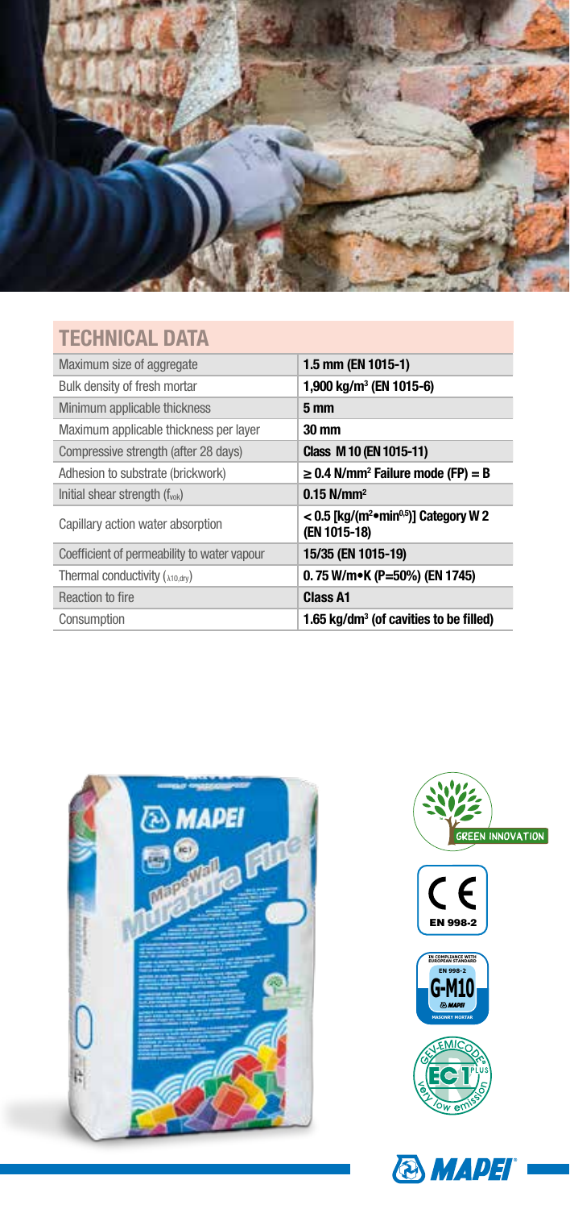## TECHNICAL DATA

| | |
|---|---|
| Maximum size of aggregate | **1.5 mm (EN 1015-1)** |
| Bulk density of fresh mortar | **1,900 kg/m$^3$ (EN 1015-6)** |
| Minimum applicable thickness | **5 mm** |
| Maximum applicable thickness per layer | **30 mm** |
| Compressive strength (after 28 days) | **Class M 10 (EN 1015-11)** |
| Adhesion to substrate (brickwork) | **≥ 0.4 N/mm$^2$ Failure mode (FP) = B** |
| Initial shear strength ($f_{vok}$) | **0.15 N/mm$^2$** |
| Capillary action water absorption | **< 0.5 [kg/(m$^2$•min$^{0.5}$)] Category W 2 (EN 1015-18)** |
| Coefficient of permeability to water vapour | **15/35 (EN 1015-19)** |
| Thermal conductivity ($\lambda_{10,dry}$) | **0. 75 W/m•K (P=50%) (EN 1745)** |
| Reaction to fire | **Class A1** |
| Consumption | **1.65 kg/dm$^3$ (of cavities to be filled)** |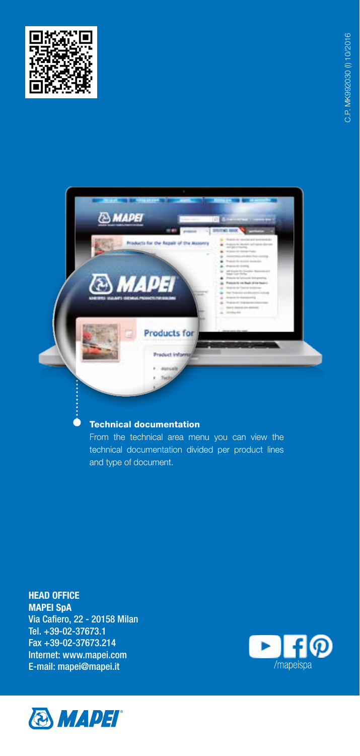C.P. MK992030 (I) 10/2016

### Technical documentation

From the technical area menu you can view the technical documentation divided per product lines and type of document.

**HEAD OFFICE**
**MAPEI SpA**
Via Cafiero, 22 - 20158 Milan
Tel. +39-02-37673.1
Fax +39-02-37673.214
Internet: www.mapei.com
E-mail: mapei@mapei.it

/mapeispa